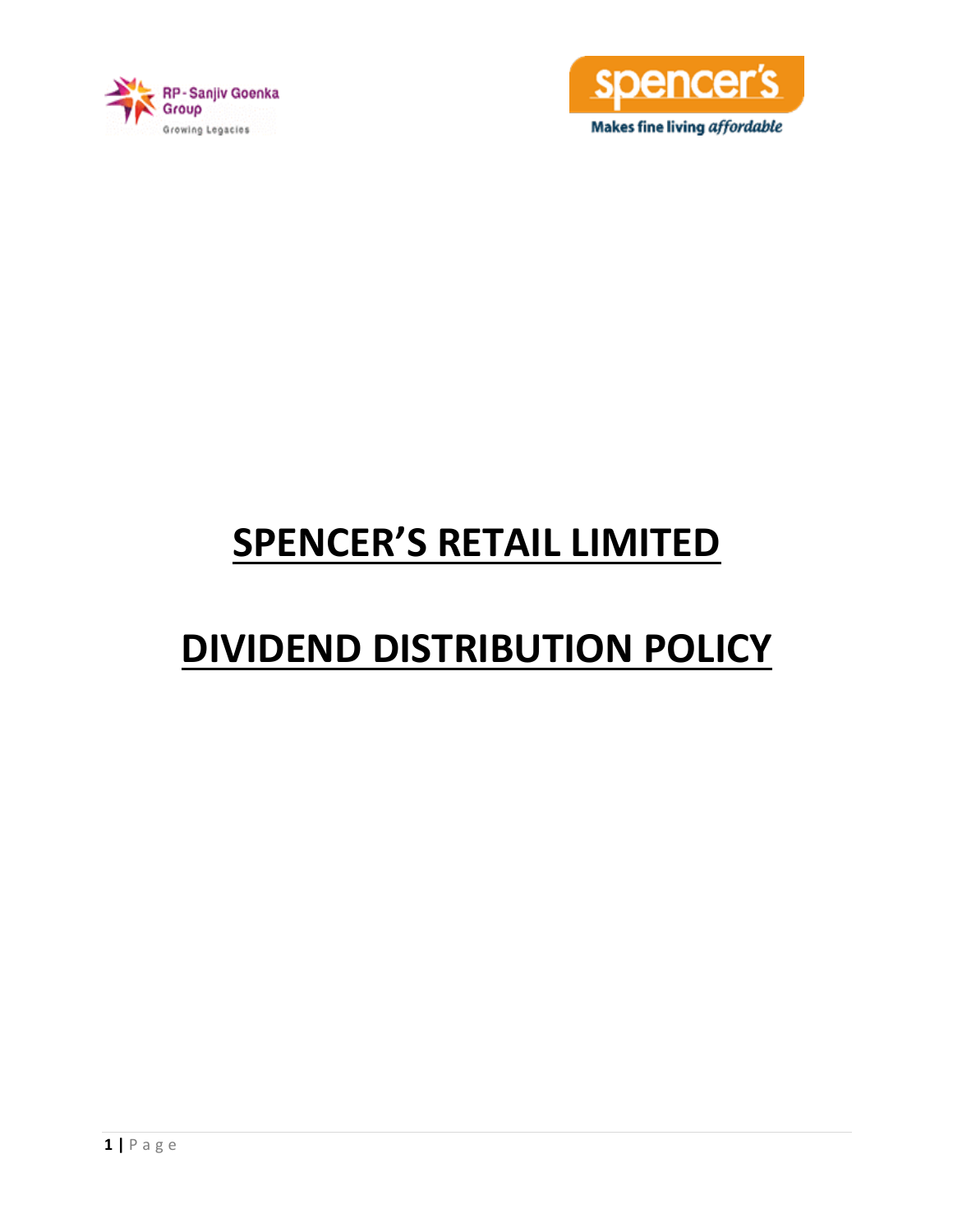# SPENCER'S RETAIL LIMITED

# DIVIDEND DISTRIBUTION POLICY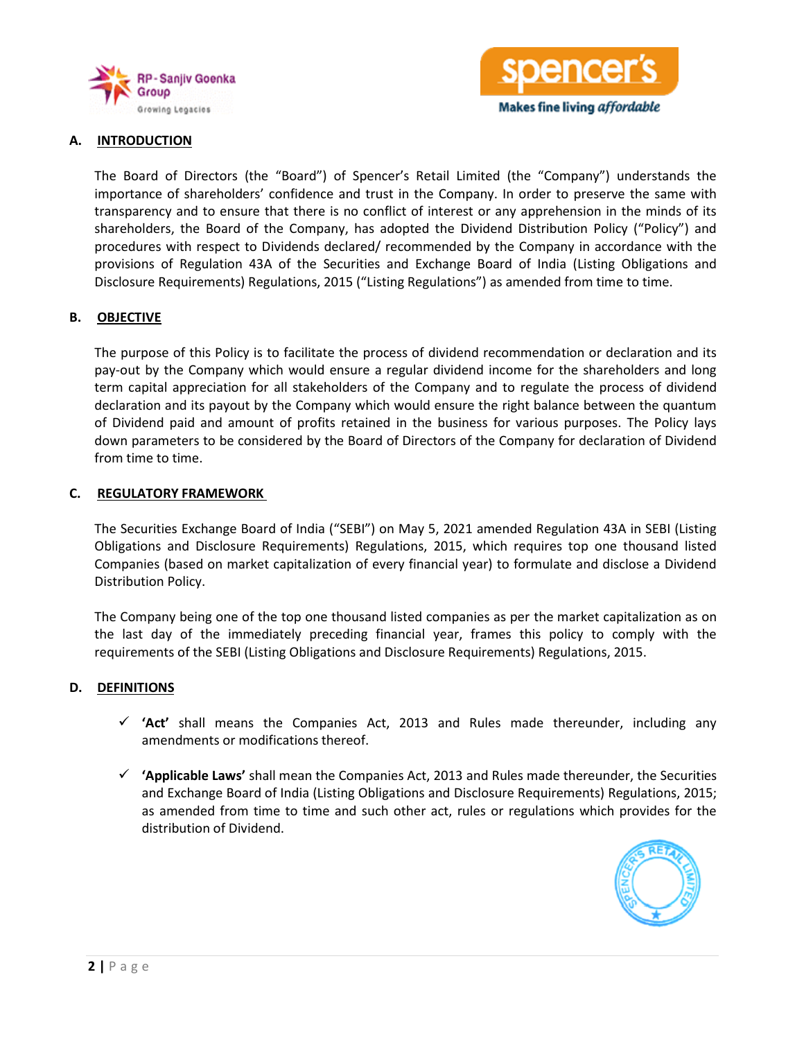## A. INTRODUCTION

The Board of Directors (the "Board") of Spencer's Retail Limited (the "Company") understands the importance of shareholders' confidence and trust in the Company. In order to preserve the same with transparency and to ensure that there is no conflict of interest or any apprehension in the minds of its shareholders, the Board of the Company, has adopted the Dividend Distribution Policy ("Policy") and procedures with respect to Dividends declared/ recommended by the Company in accordance with the provisions of Regulation 43A of the Securities and Exchange Board of India (Listing Obligations and Disclosure Requirements) Regulations, 2015 ("Listing Regulations") as amended from time to time.

## B. OBJECTIVE

The purpose of this Policy is to facilitate the process of dividend recommendation or declaration and its pay-out by the Company which would ensure a regular dividend income for the shareholders and long term capital appreciation for all stakeholders of the Company and to regulate the process of dividend declaration and its payout by the Company which would ensure the right balance between the quantum of Dividend paid and amount of profits retained in the business for various purposes. The Policy lays down parameters to be considered by the Board of Directors of the Company for declaration of Dividend from time to time.

## C. REGULATORY FRAMEWORK

The Securities Exchange Board of India ("SEBI") on May 5, 2021 amended Regulation 43A in SEBI (Listing Obligations and Disclosure Requirements) Regulations, 2015, which requires top one thousand listed Companies (based on market capitalization of every financial year) to formulate and disclose a Dividend Distribution Policy.

The Company being one of the top one thousand listed companies as per the market capitalization as on the last day of the immediately preceding financial year, frames this policy to comply with the requirements of the SEBI (Listing Obligations and Disclosure Requirements) Regulations, 2015.

## D. DEFINITIONS

- ✓ **'Act'** shall means the Companies Act, 2013 and Rules made thereunder, including any amendments or modifications thereof.

- ✓ **'Applicable Laws'** shall mean the Companies Act, 2013 and Rules made thereunder, the Securities and Exchange Board of India (Listing Obligations and Disclosure Requirements) Regulations, 2015; as amended from time to time and such other act, rules or regulations which provides for the distribution of Dividend.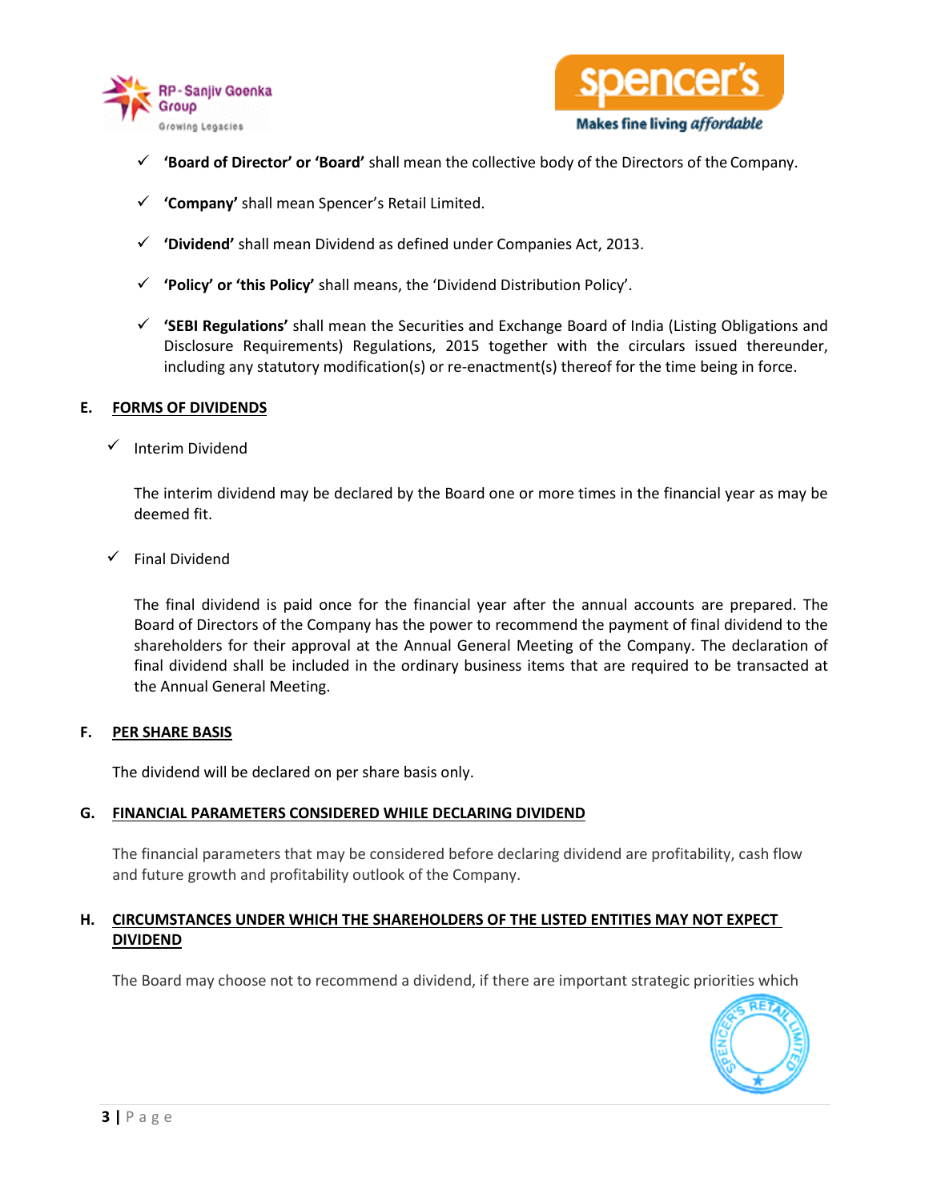- **'Board of Director' or 'Board'** shall mean the collective body of the Directors of the Company.
- **'Company'** shall mean Spencer's Retail Limited.
- **'Dividend'** shall mean Dividend as defined under Companies Act, 2013.
- **'Policy' or 'this Policy'** shall means, the 'Dividend Distribution Policy'.
- **'SEBI Regulations'** shall mean the Securities and Exchange Board of India (Listing Obligations and Disclosure Requirements) Regulations, 2015 together with the circulars issued thereunder, including any statutory modification(s) or re-enactment(s) thereof for the time being in force.

## E. FORMS OF DIVIDENDS

- Interim Dividend

  The interim dividend may be declared by the Board one or more times in the financial year as may be deemed fit.

- Final Dividend

  The final dividend is paid once for the financial year after the annual accounts are prepared. The Board of Directors of the Company has the power to recommend the payment of final dividend to the shareholders for their approval at the Annual General Meeting of the Company. The declaration of final dividend shall be included in the ordinary business items that are required to be transacted at the Annual General Meeting.

## F. PER SHARE BASIS

The dividend will be declared on per share basis only.

## G. FINANCIAL PARAMETERS CONSIDERED WHILE DECLARING DIVIDEND

The financial parameters that may be considered before declaring dividend are profitability, cash flow and future growth and profitability outlook of the Company.

## H. CIRCUMSTANCES UNDER WHICH THE SHAREHOLDERS OF THE LISTED ENTITIES MAY NOT EXPECT DIVIDEND

The Board may choose not to recommend a dividend, if there are important strategic priorities which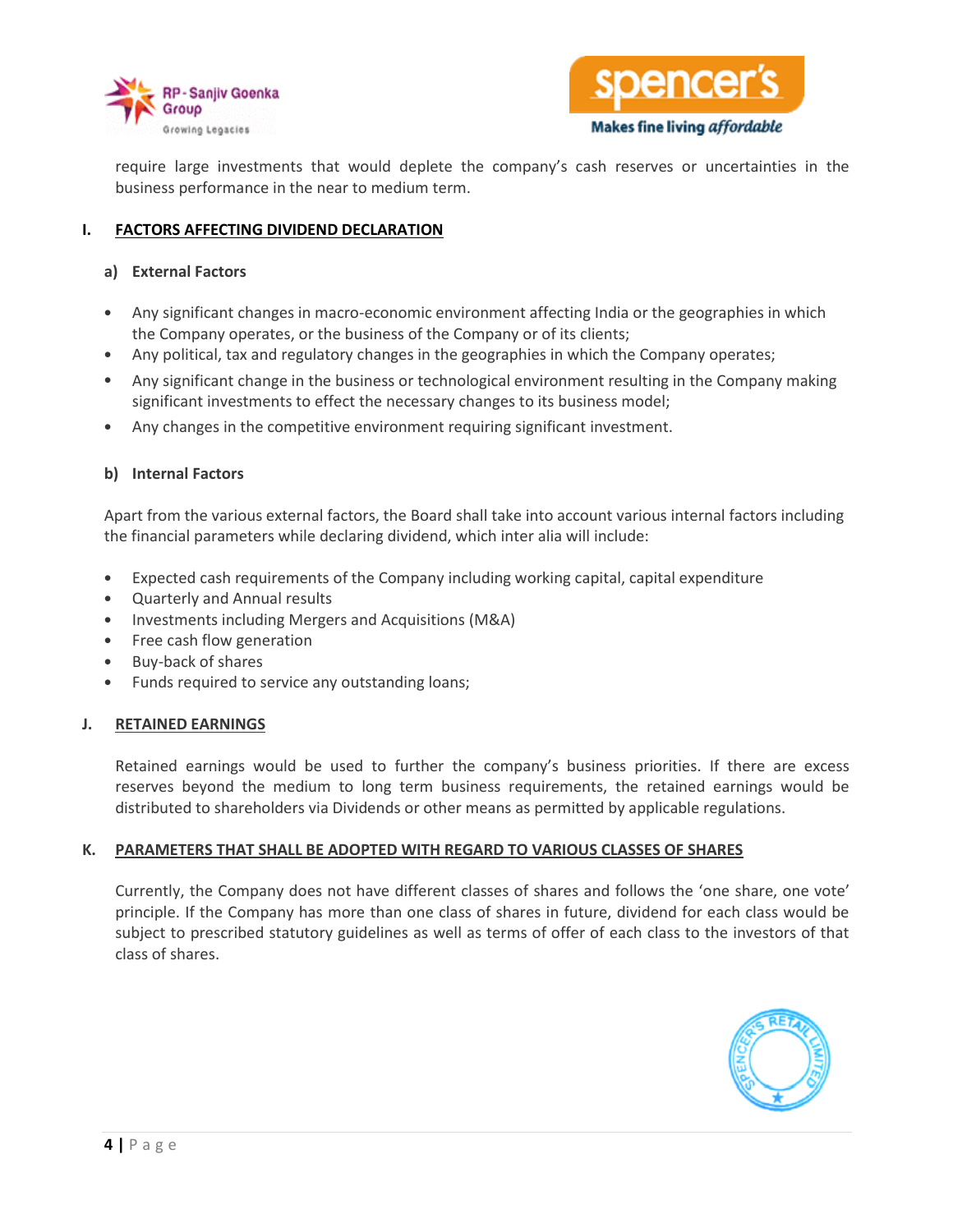require large investments that would deplete the company's cash reserves or uncertainties in the business performance in the near to medium term.

## I. FACTORS AFFECTING DIVIDEND DECLARATION

### a) External Factors

- Any significant changes in macro-economic environment affecting India or the geographies in which the Company operates, or the business of the Company or of its clients;
- Any political, tax and regulatory changes in the geographies in which the Company operates;
- Any significant change in the business or technological environment resulting in the Company making significant investments to effect the necessary changes to its business model;
- Any changes in the competitive environment requiring significant investment.

### b) Internal Factors

Apart from the various external factors, the Board shall take into account various internal factors including the financial parameters while declaring dividend, which inter alia will include:

- Expected cash requirements of the Company including working capital, capital expenditure
- Quarterly and Annual results
- Investments including Mergers and Acquisitions (M&A)
- Free cash flow generation
- Buy-back of shares
- Funds required to service any outstanding loans;

## J. RETAINED EARNINGS

Retained earnings would be used to further the company's business priorities. If there are excess reserves beyond the medium to long term business requirements, the retained earnings would be distributed to shareholders via Dividends or other means as permitted by applicable regulations.

## K. PARAMETERS THAT SHALL BE ADOPTED WITH REGARD TO VARIOUS CLASSES OF SHARES

Currently, the Company does not have different classes of shares and follows the 'one share, one vote' principle. If the Company has more than one class of shares in future, dividend for each class would be subject to prescribed statutory guidelines as well as terms of offer of each class to the investors of that class of shares.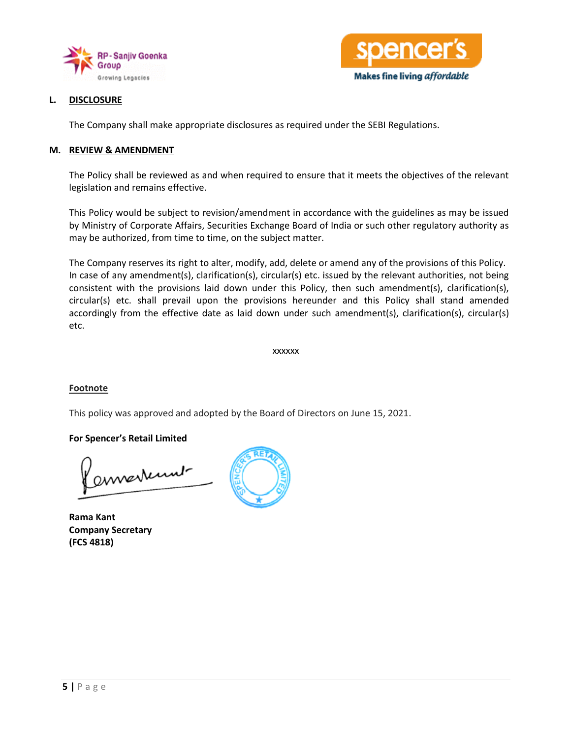## L. DISCLOSURE

The Company shall make appropriate disclosures as required under the SEBI Regulations.

## M. REVIEW & AMENDMENT

The Policy shall be reviewed as and when required to ensure that it meets the objectives of the relevant legislation and remains effective.

This Policy would be subject to revision/amendment in accordance with the guidelines as may be issued by Ministry of Corporate Affairs, Securities Exchange Board of India or such other regulatory authority as may be authorized, from time to time, on the subject matter.

The Company reserves its right to alter, modify, add, delete or amend any of the provisions of this Policy. In case of any amendment(s), clarification(s), circular(s) etc. issued by the relevant authorities, not being consistent with the provisions laid down under this Policy, then such amendment(s), clarification(s), circular(s) etc. shall prevail upon the provisions hereunder and this Policy shall stand amended accordingly from the effective date as laid down under such amendment(s), clarification(s), circular(s) etc.

xxxxxx

**Footnote**

This policy was approved and adopted by the Board of Directors on June 15, 2021.

**For Spencer's Retail Limited**

**Rama Kant**
**Company Secretary**
**(FCS 4818)**